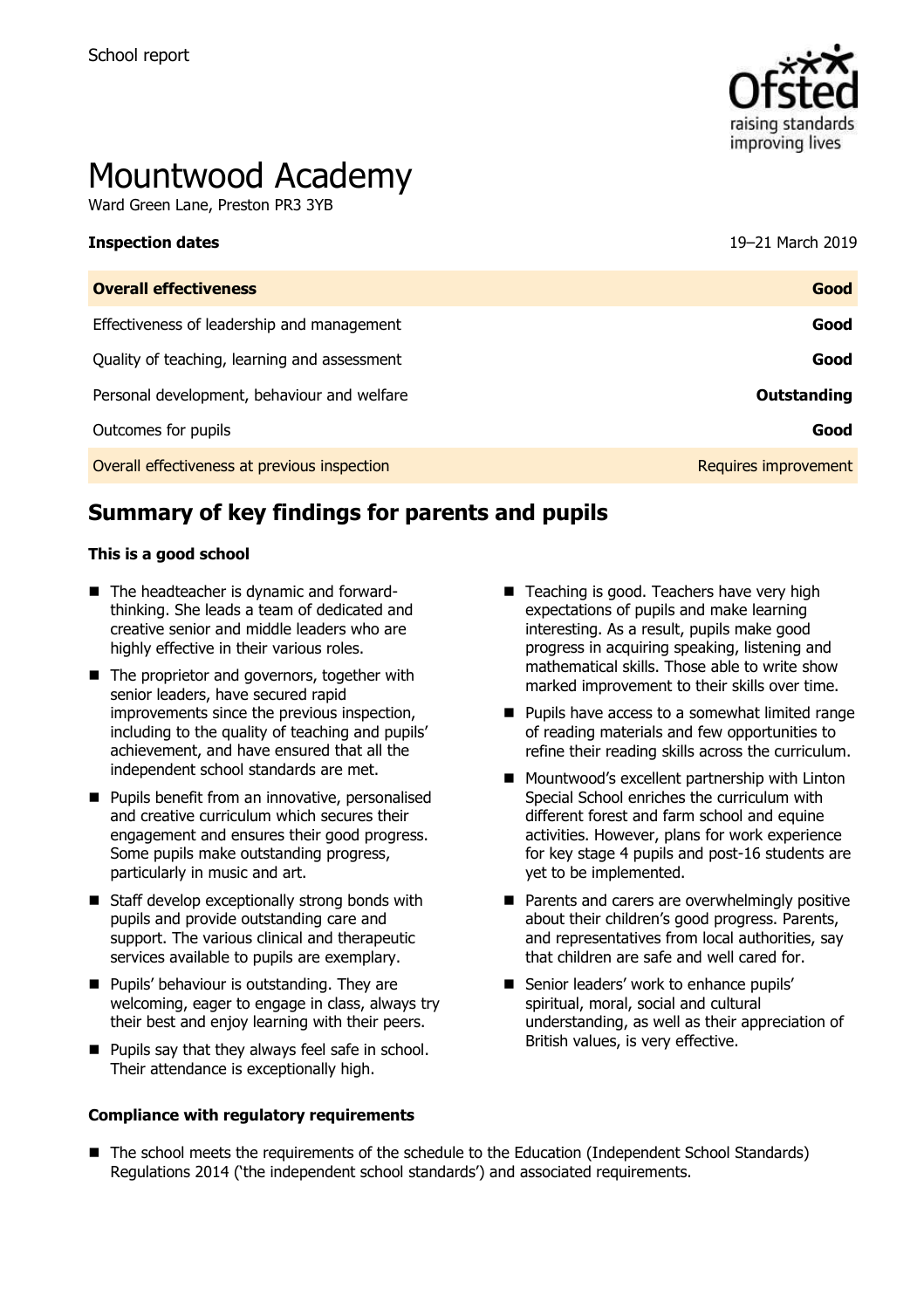School report

# Mountwood Academy

Ward Green Lane, Preston PR3 3YB

| **Inspection dates** | 19–21 March 2019 |
|---|---|
| **Overall effectiveness** | **Good** |
| Effectiveness of leadership and management | **Good** |
| Quality of teaching, learning and assessment | **Good** |
| Personal development, behaviour and welfare | **Outstanding** |
| Outcomes for pupils | **Good** |
| Overall effectiveness at previous inspection | Requires improvement |

## Summary of key findings for parents and pupils

**This is a good school**

- The headteacher is dynamic and forward-thinking. She leads a team of dedicated and creative senior and middle leaders who are highly effective in their various roles.
- The proprietor and governors, together with senior leaders, have secured rapid improvements since the previous inspection, including to the quality of teaching and pupils' achievement, and have ensured that all the independent school standards are met.
- Pupils benefit from an innovative, personalised and creative curriculum which secures their engagement and ensures their good progress. Some pupils make outstanding progress, particularly in music and art.
- Staff develop exceptionally strong bonds with pupils and provide outstanding care and support. The various clinical and therapeutic services available to pupils are exemplary.
- Pupils' behaviour is outstanding. They are welcoming, eager to engage in class, always try their best and enjoy learning with their peers.
- Pupils say that they always feel safe in school. Their attendance is exceptionally high.
- Teaching is good. Teachers have very high expectations of pupils and make learning interesting. As a result, pupils make good progress in acquiring speaking, listening and mathematical skills. Those able to write show marked improvement to their skills over time.
- Pupils have access to a somewhat limited range of reading materials and few opportunities to refine their reading skills across the curriculum.
- Mountwood's excellent partnership with Linton Special School enriches the curriculum with different forest and farm school and equine activities. However, plans for work experience for key stage 4 pupils and post-16 students are yet to be implemented.
- Parents and carers are overwhelmingly positive about their children's good progress. Parents, and representatives from local authorities, say that children are safe and well cared for.
- Senior leaders' work to enhance pupils' spiritual, moral, social and cultural understanding, as well as their appreciation of British values, is very effective.

**Compliance with regulatory requirements**

- The school meets the requirements of the schedule to the Education (Independent School Standards) Regulations 2014 ('the independent school standards') and associated requirements.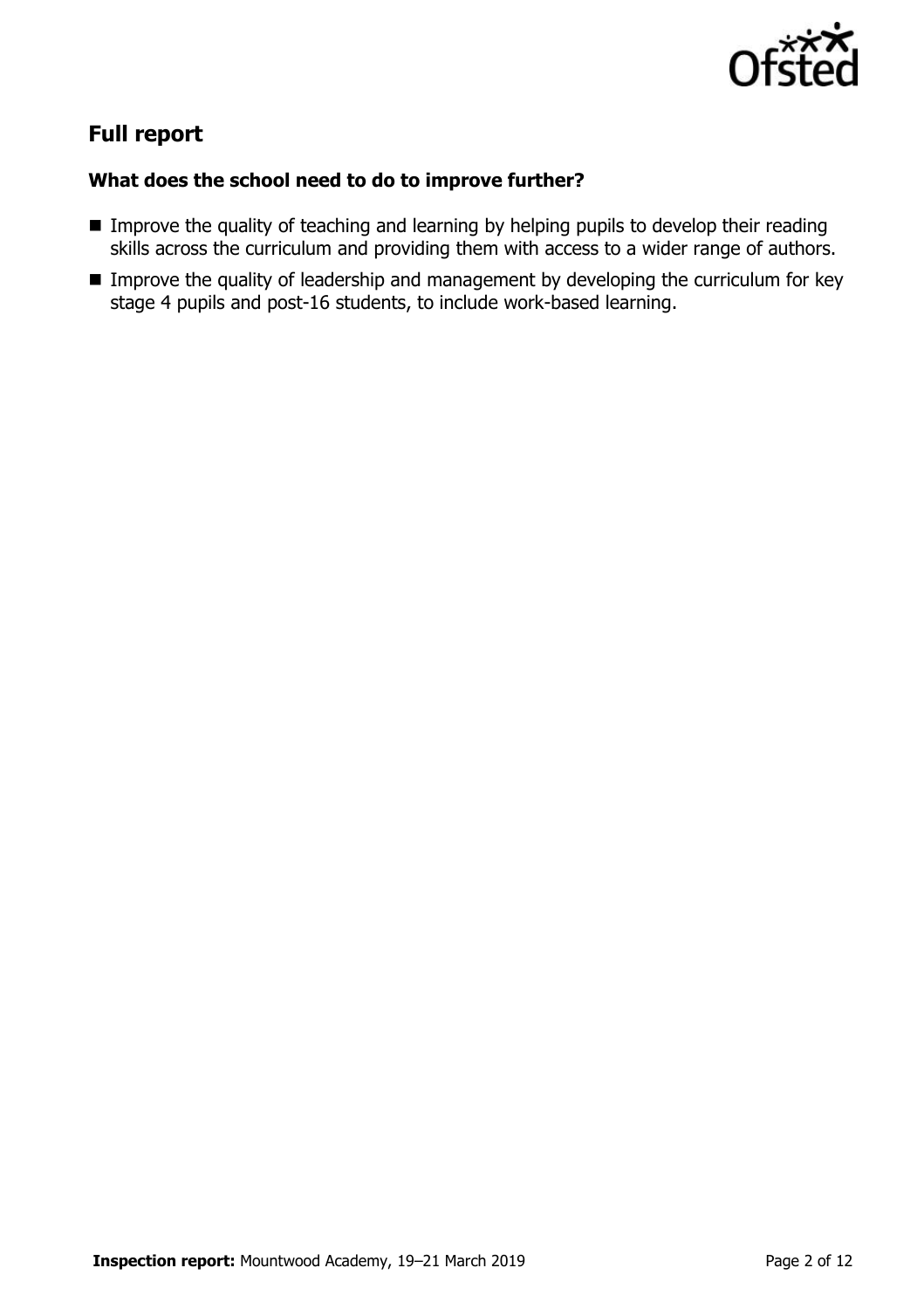## Full report

### What does the school need to do to improve further?

- Improve the quality of teaching and learning by helping pupils to develop their reading skills across the curriculum and providing them with access to a wider range of authors.
- Improve the quality of leadership and management by developing the curriculum for key stage 4 pupils and post-16 students, to include work-based learning.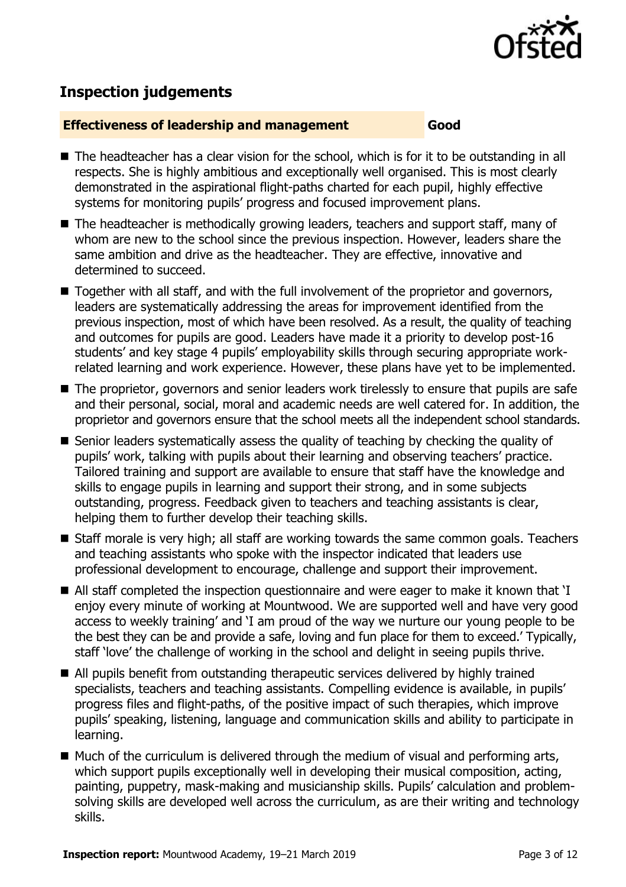## Inspection judgements

**Effectiveness of leadership and management** **Good**

- The headteacher has a clear vision for the school, which is for it to be outstanding in all respects. She is highly ambitious and exceptionally well organised. This is most clearly demonstrated in the aspirational flight-paths charted for each pupil, highly effective systems for monitoring pupils' progress and focused improvement plans.
- The headteacher is methodically growing leaders, teachers and support staff, many of whom are new to the school since the previous inspection. However, leaders share the same ambition and drive as the headteacher. They are effective, innovative and determined to succeed.
- Together with all staff, and with the full involvement of the proprietor and governors, leaders are systematically addressing the areas for improvement identified from the previous inspection, most of which have been resolved. As a result, the quality of teaching and outcomes for pupils are good. Leaders have made it a priority to develop post-16 students' and key stage 4 pupils' employability skills through securing appropriate work-related learning and work experience. However, these plans have yet to be implemented.
- The proprietor, governors and senior leaders work tirelessly to ensure that pupils are safe and their personal, social, moral and academic needs are well catered for. In addition, the proprietor and governors ensure that the school meets all the independent school standards.
- Senior leaders systematically assess the quality of teaching by checking the quality of pupils' work, talking with pupils about their learning and observing teachers' practice. Tailored training and support are available to ensure that staff have the knowledge and skills to engage pupils in learning and support their strong, and in some subjects outstanding, progress. Feedback given to teachers and teaching assistants is clear, helping them to further develop their teaching skills.
- Staff morale is very high; all staff are working towards the same common goals. Teachers and teaching assistants who spoke with the inspector indicated that leaders use professional development to encourage, challenge and support their improvement.
- All staff completed the inspection questionnaire and were eager to make it known that 'I enjoy every minute of working at Mountwood. We are supported well and have very good access to weekly training' and 'I am proud of the way we nurture our young people to be the best they can be and provide a safe, loving and fun place for them to exceed.' Typically, staff 'love' the challenge of working in the school and delight in seeing pupils thrive.
- All pupils benefit from outstanding therapeutic services delivered by highly trained specialists, teachers and teaching assistants. Compelling evidence is available, in pupils' progress files and flight-paths, of the positive impact of such therapies, which improve pupils' speaking, listening, language and communication skills and ability to participate in learning.
- Much of the curriculum is delivered through the medium of visual and performing arts, which support pupils exceptionally well in developing their musical composition, acting, painting, puppetry, mask-making and musicianship skills. Pupils' calculation and problem-solving skills are developed well across the curriculum, as are their writing and technology skills.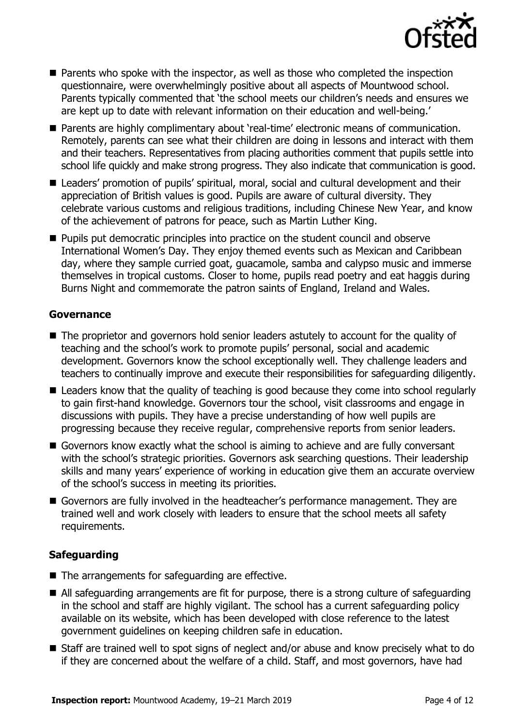- Parents who spoke with the inspector, as well as those who completed the inspection questionnaire, were overwhelmingly positive about all aspects of Mountwood school. Parents typically commented that 'the school meets our children's needs and ensures we are kept up to date with relevant information on their education and well-being.'
- Parents are highly complimentary about 'real-time' electronic means of communication. Remotely, parents can see what their children are doing in lessons and interact with them and their teachers. Representatives from placing authorities comment that pupils settle into school life quickly and make strong progress. They also indicate that communication is good.
- Leaders' promotion of pupils' spiritual, moral, social and cultural development and their appreciation of British values is good. Pupils are aware of cultural diversity. They celebrate various customs and religious traditions, including Chinese New Year, and know of the achievement of patrons for peace, such as Martin Luther King.
- Pupils put democratic principles into practice on the student council and observe International Women's Day. They enjoy themed events such as Mexican and Caribbean day, where they sample curried goat, guacamole, samba and calypso music and immerse themselves in tropical customs. Closer to home, pupils read poetry and eat haggis during Burns Night and commemorate the patron saints of England, Ireland and Wales.

### Governance

- The proprietor and governors hold senior leaders astutely to account for the quality of teaching and the school's work to promote pupils' personal, social and academic development. Governors know the school exceptionally well. They challenge leaders and teachers to continually improve and execute their responsibilities for safeguarding diligently.
- Leaders know that the quality of teaching is good because they come into school regularly to gain first-hand knowledge. Governors tour the school, visit classrooms and engage in discussions with pupils. They have a precise understanding of how well pupils are progressing because they receive regular, comprehensive reports from senior leaders.
- Governors know exactly what the school is aiming to achieve and are fully conversant with the school's strategic priorities. Governors ask searching questions. Their leadership skills and many years' experience of working in education give them an accurate overview of the school's success in meeting its priorities.
- Governors are fully involved in the headteacher's performance management. They are trained well and work closely with leaders to ensure that the school meets all safety requirements.

### Safeguarding

- The arrangements for safeguarding are effective.
- All safeguarding arrangements are fit for purpose, there is a strong culture of safeguarding in the school and staff are highly vigilant. The school has a current safeguarding policy available on its website, which has been developed with close reference to the latest government guidelines on keeping children safe in education.
- Staff are trained well to spot signs of neglect and/or abuse and know precisely what to do if they are concerned about the welfare of a child. Staff, and most governors, have had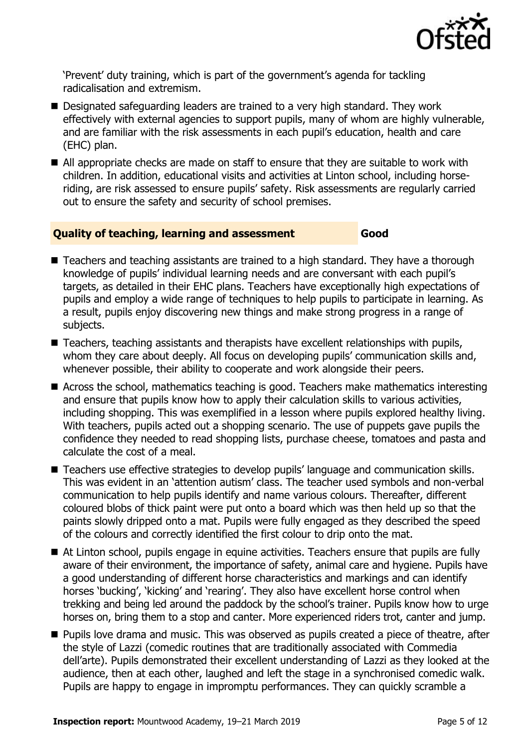'Prevent' duty training, which is part of the government's agenda for tackling radicalisation and extremism.

- Designated safeguarding leaders are trained to a very high standard. They work effectively with external agencies to support pupils, many of whom are highly vulnerable, and are familiar with the risk assessments in each pupil's education, health and care (EHC) plan.
- All appropriate checks are made on staff to ensure that they are suitable to work with children. In addition, educational visits and activities at Linton school, including horse-riding, are risk assessed to ensure pupils' safety. Risk assessments are regularly carried out to ensure the safety and security of school premises.

## Quality of teaching, learning and assessment — Good

- Teachers and teaching assistants are trained to a high standard. They have a thorough knowledge of pupils' individual learning needs and are conversant with each pupil's targets, as detailed in their EHC plans. Teachers have exceptionally high expectations of pupils and employ a wide range of techniques to help pupils to participate in learning. As a result, pupils enjoy discovering new things and make strong progress in a range of subjects.
- Teachers, teaching assistants and therapists have excellent relationships with pupils, whom they care about deeply. All focus on developing pupils' communication skills and, whenever possible, their ability to cooperate and work alongside their peers.
- Across the school, mathematics teaching is good. Teachers make mathematics interesting and ensure that pupils know how to apply their calculation skills to various activities, including shopping. This was exemplified in a lesson where pupils explored healthy living. With teachers, pupils acted out a shopping scenario. The use of puppets gave pupils the confidence they needed to read shopping lists, purchase cheese, tomatoes and pasta and calculate the cost of a meal.
- Teachers use effective strategies to develop pupils' language and communication skills. This was evident in an 'attention autism' class. The teacher used symbols and non-verbal communication to help pupils identify and name various colours. Thereafter, different coloured blobs of thick paint were put onto a board which was then held up so that the paints slowly dripped onto a mat. Pupils were fully engaged as they described the speed of the colours and correctly identified the first colour to drip onto the mat.
- At Linton school, pupils engage in equine activities. Teachers ensure that pupils are fully aware of their environment, the importance of safety, animal care and hygiene. Pupils have a good understanding of different horse characteristics and markings and can identify horses 'bucking', 'kicking' and 'rearing'. They also have excellent horse control when trekking and being led around the paddock by the school's trainer. Pupils know how to urge horses on, bring them to a stop and canter. More experienced riders trot, canter and jump.
- Pupils love drama and music. This was observed as pupils created a piece of theatre, after the style of Lazzi (comedic routines that are traditionally associated with Commedia dell'arte). Pupils demonstrated their excellent understanding of Lazzi as they looked at the audience, then at each other, laughed and left the stage in a synchronised comedic walk. Pupils are happy to engage in impromptu performances. They can quickly scramble a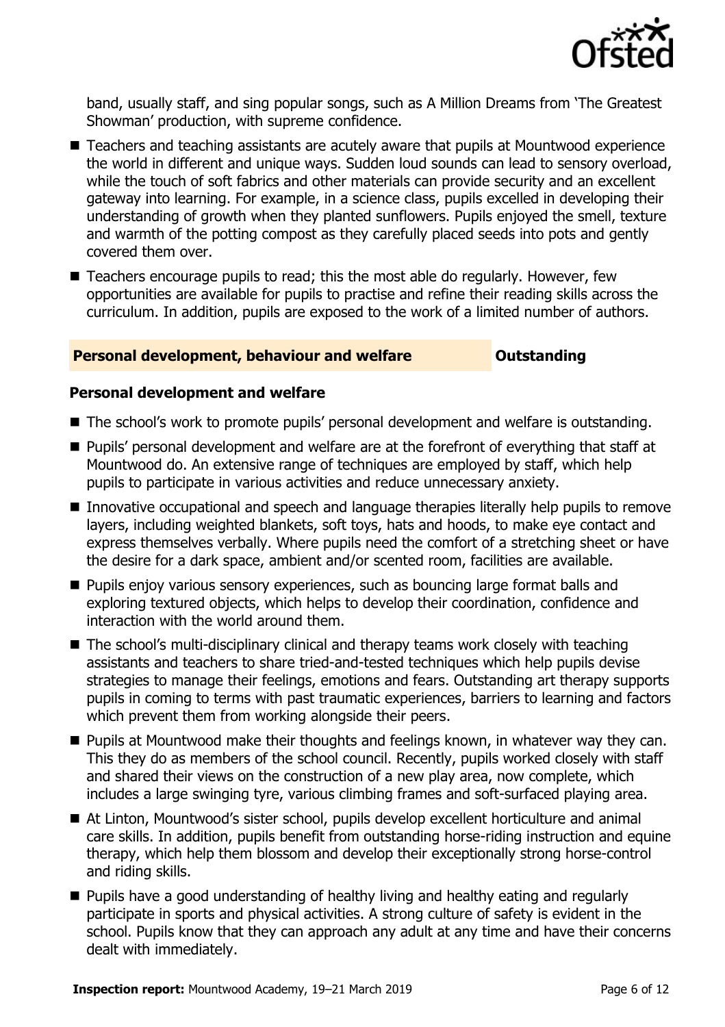band, usually staff, and sing popular songs, such as A Million Dreams from 'The Greatest Showman' production, with supreme confidence.

- Teachers and teaching assistants are acutely aware that pupils at Mountwood experience the world in different and unique ways. Sudden loud sounds can lead to sensory overload, while the touch of soft fabrics and other materials can provide security and an excellent gateway into learning. For example, in a science class, pupils excelled in developing their understanding of growth when they planted sunflowers. Pupils enjoyed the smell, texture and warmth of the potting compost as they carefully placed seeds into pots and gently covered them over.
- Teachers encourage pupils to read; this the most able do regularly. However, few opportunities are available for pupils to practise and refine their reading skills across the curriculum. In addition, pupils are exposed to the work of a limited number of authors.

## Personal development, behaviour and welfare — Outstanding

### Personal development and welfare

- The school's work to promote pupils' personal development and welfare is outstanding.
- Pupils' personal development and welfare are at the forefront of everything that staff at Mountwood do. An extensive range of techniques are employed by staff, which help pupils to participate in various activities and reduce unnecessary anxiety.
- Innovative occupational and speech and language therapies literally help pupils to remove layers, including weighted blankets, soft toys, hats and hoods, to make eye contact and express themselves verbally. Where pupils need the comfort of a stretching sheet or have the desire for a dark space, ambient and/or scented room, facilities are available.
- Pupils enjoy various sensory experiences, such as bouncing large format balls and exploring textured objects, which helps to develop their coordination, confidence and interaction with the world around them.
- The school's multi-disciplinary clinical and therapy teams work closely with teaching assistants and teachers to share tried-and-tested techniques which help pupils devise strategies to manage their feelings, emotions and fears. Outstanding art therapy supports pupils in coming to terms with past traumatic experiences, barriers to learning and factors which prevent them from working alongside their peers.
- Pupils at Mountwood make their thoughts and feelings known, in whatever way they can. This they do as members of the school council. Recently, pupils worked closely with staff and shared their views on the construction of a new play area, now complete, which includes a large swinging tyre, various climbing frames and soft-surfaced playing area.
- At Linton, Mountwood's sister school, pupils develop excellent horticulture and animal care skills. In addition, pupils benefit from outstanding horse-riding instruction and equine therapy, which help them blossom and develop their exceptionally strong horse-control and riding skills.
- Pupils have a good understanding of healthy living and healthy eating and regularly participate in sports and physical activities. A strong culture of safety is evident in the school. Pupils know that they can approach any adult at any time and have their concerns dealt with immediately.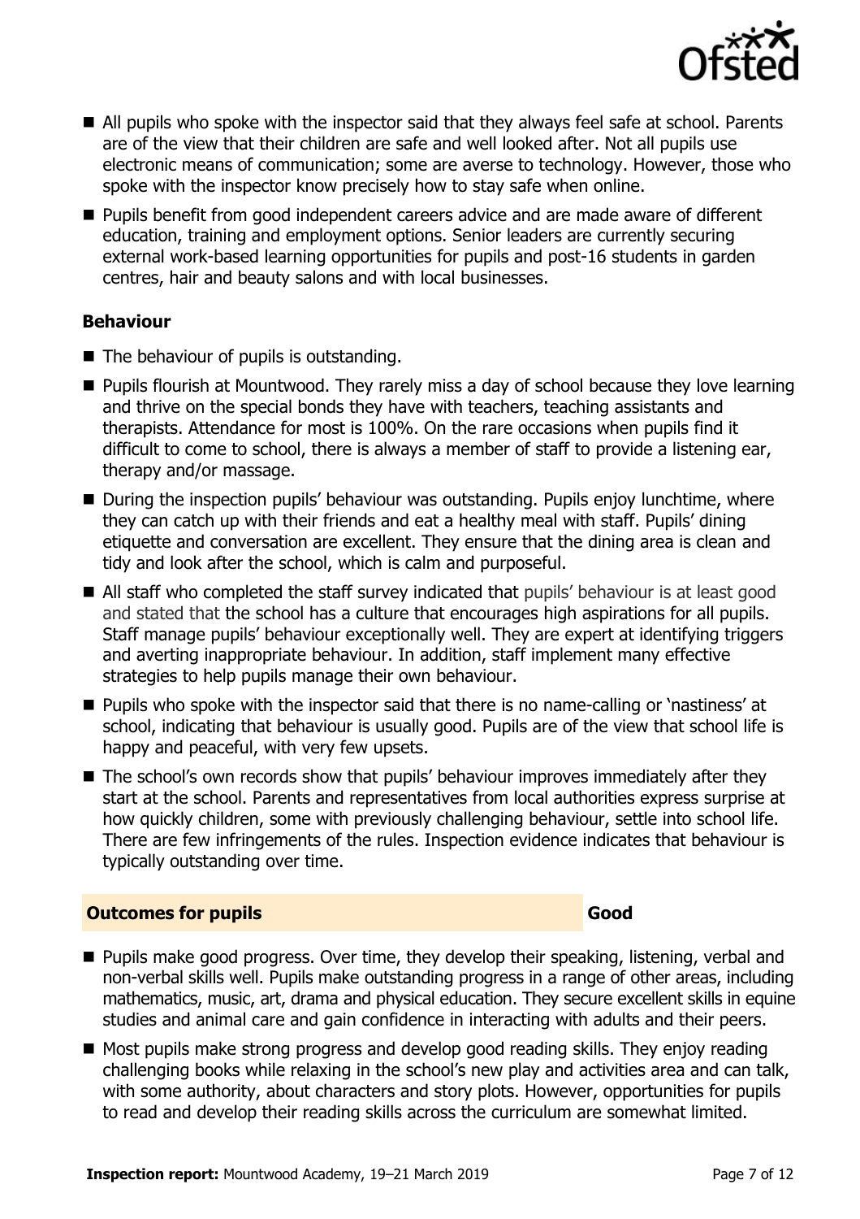- All pupils who spoke with the inspector said that they always feel safe at school. Parents are of the view that their children are safe and well looked after. Not all pupils use electronic means of communication; some are averse to technology. However, those who spoke with the inspector know precisely how to stay safe when online.
- Pupils benefit from good independent careers advice and are made aware of different education, training and employment options. Senior leaders are currently securing external work-based learning opportunities for pupils and post-16 students in garden centres, hair and beauty salons and with local businesses.

**Behaviour**

- The behaviour of pupils is outstanding.
- Pupils flourish at Mountwood. They rarely miss a day of school because they love learning and thrive on the special bonds they have with teachers, teaching assistants and therapists. Attendance for most is 100%. On the rare occasions when pupils find it difficult to come to school, there is always a member of staff to provide a listening ear, therapy and/or massage.
- During the inspection pupils' behaviour was outstanding. Pupils enjoy lunchtime, where they can catch up with their friends and eat a healthy meal with staff. Pupils' dining etiquette and conversation are excellent. They ensure that the dining area is clean and tidy and look after the school, which is calm and purposeful.
- All staff who completed the staff survey indicated that pupils' behaviour is at least good and stated that the school has a culture that encourages high aspirations for all pupils. Staff manage pupils' behaviour exceptionally well. They are expert at identifying triggers and averting inappropriate behaviour. In addition, staff implement many effective strategies to help pupils manage their own behaviour.
- Pupils who spoke with the inspector said that there is no name-calling or 'nastiness' at school, indicating that behaviour is usually good. Pupils are of the view that school life is happy and peaceful, with very few upsets.
- The school's own records show that pupils' behaviour improves immediately after they start at the school. Parents and representatives from local authorities express surprise at how quickly children, some with previously challenging behaviour, settle into school life. There are few infringements of the rules. Inspection evidence indicates that behaviour is typically outstanding over time.

| **Outcomes for pupils** | **Good** |
|---|---|

- Pupils make good progress. Over time, they develop their speaking, listening, verbal and non-verbal skills well. Pupils make outstanding progress in a range of other areas, including mathematics, music, art, drama and physical education. They secure excellent skills in equine studies and animal care and gain confidence in interacting with adults and their peers.
- Most pupils make strong progress and develop good reading skills. They enjoy reading challenging books while relaxing in the school's new play and activities area and can talk, with some authority, about characters and story plots. However, opportunities for pupils to read and develop their reading skills across the curriculum are somewhat limited.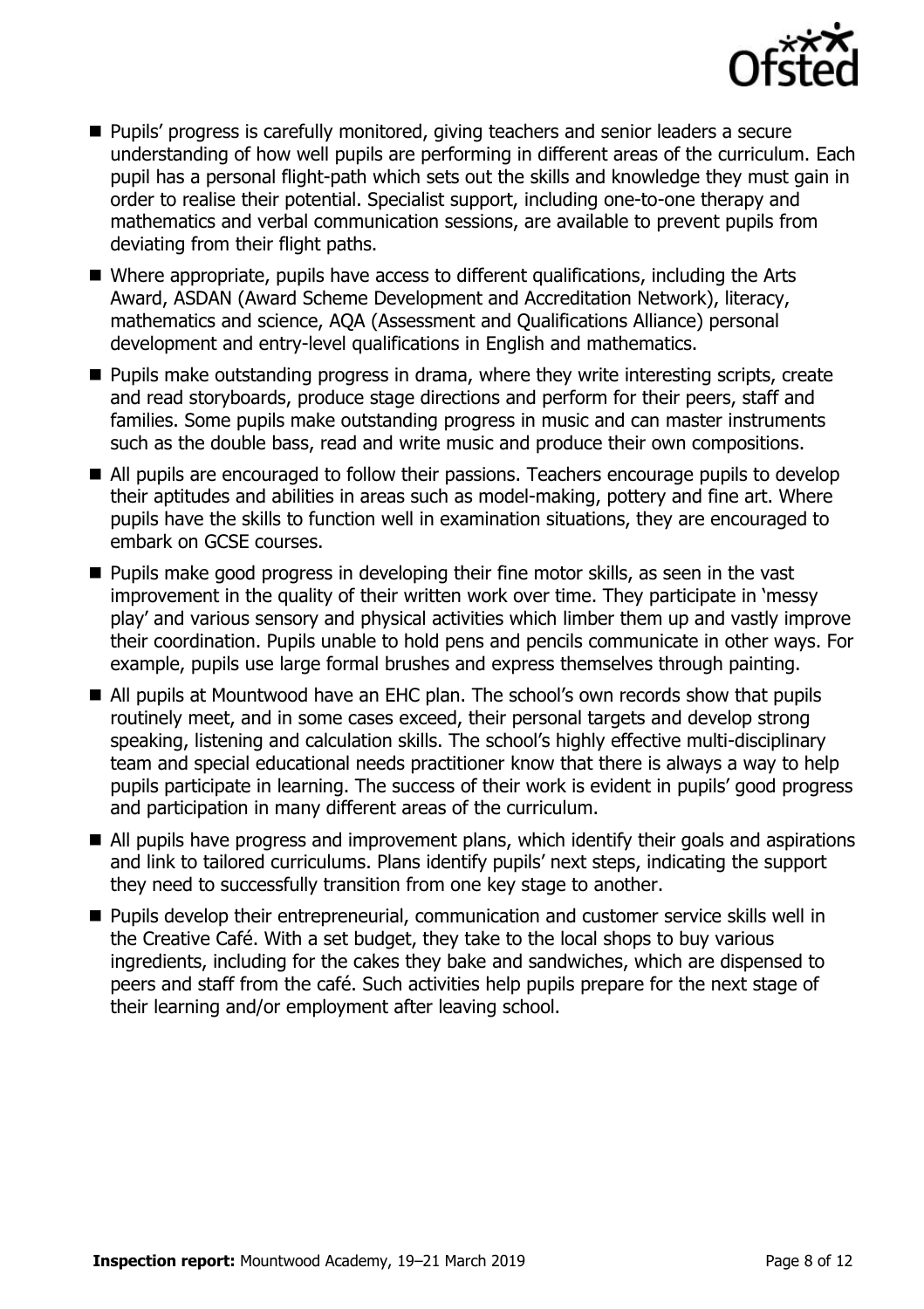- Pupils' progress is carefully monitored, giving teachers and senior leaders a secure understanding of how well pupils are performing in different areas of the curriculum. Each pupil has a personal flight-path which sets out the skills and knowledge they must gain in order to realise their potential. Specialist support, including one-to-one therapy and mathematics and verbal communication sessions, are available to prevent pupils from deviating from their flight paths.
- Where appropriate, pupils have access to different qualifications, including the Arts Award, ASDAN (Award Scheme Development and Accreditation Network), literacy, mathematics and science, AQA (Assessment and Qualifications Alliance) personal development and entry-level qualifications in English and mathematics.
- Pupils make outstanding progress in drama, where they write interesting scripts, create and read storyboards, produce stage directions and perform for their peers, staff and families. Some pupils make outstanding progress in music and can master instruments such as the double bass, read and write music and produce their own compositions.
- All pupils are encouraged to follow their passions. Teachers encourage pupils to develop their aptitudes and abilities in areas such as model-making, pottery and fine art. Where pupils have the skills to function well in examination situations, they are encouraged to embark on GCSE courses.
- Pupils make good progress in developing their fine motor skills, as seen in the vast improvement in the quality of their written work over time. They participate in 'messy play' and various sensory and physical activities which limber them up and vastly improve their coordination. Pupils unable to hold pens and pencils communicate in other ways. For example, pupils use large formal brushes and express themselves through painting.
- All pupils at Mountwood have an EHC plan. The school's own records show that pupils routinely meet, and in some cases exceed, their personal targets and develop strong speaking, listening and calculation skills. The school's highly effective multi-disciplinary team and special educational needs practitioner know that there is always a way to help pupils participate in learning. The success of their work is evident in pupils' good progress and participation in many different areas of the curriculum.
- All pupils have progress and improvement plans, which identify their goals and aspirations and link to tailored curriculums. Plans identify pupils' next steps, indicating the support they need to successfully transition from one key stage to another.
- Pupils develop their entrepreneurial, communication and customer service skills well in the Creative Café. With a set budget, they take to the local shops to buy various ingredients, including for the cakes they bake and sandwiches, which are dispensed to peers and staff from the café. Such activities help pupils prepare for the next stage of their learning and/or employment after leaving school.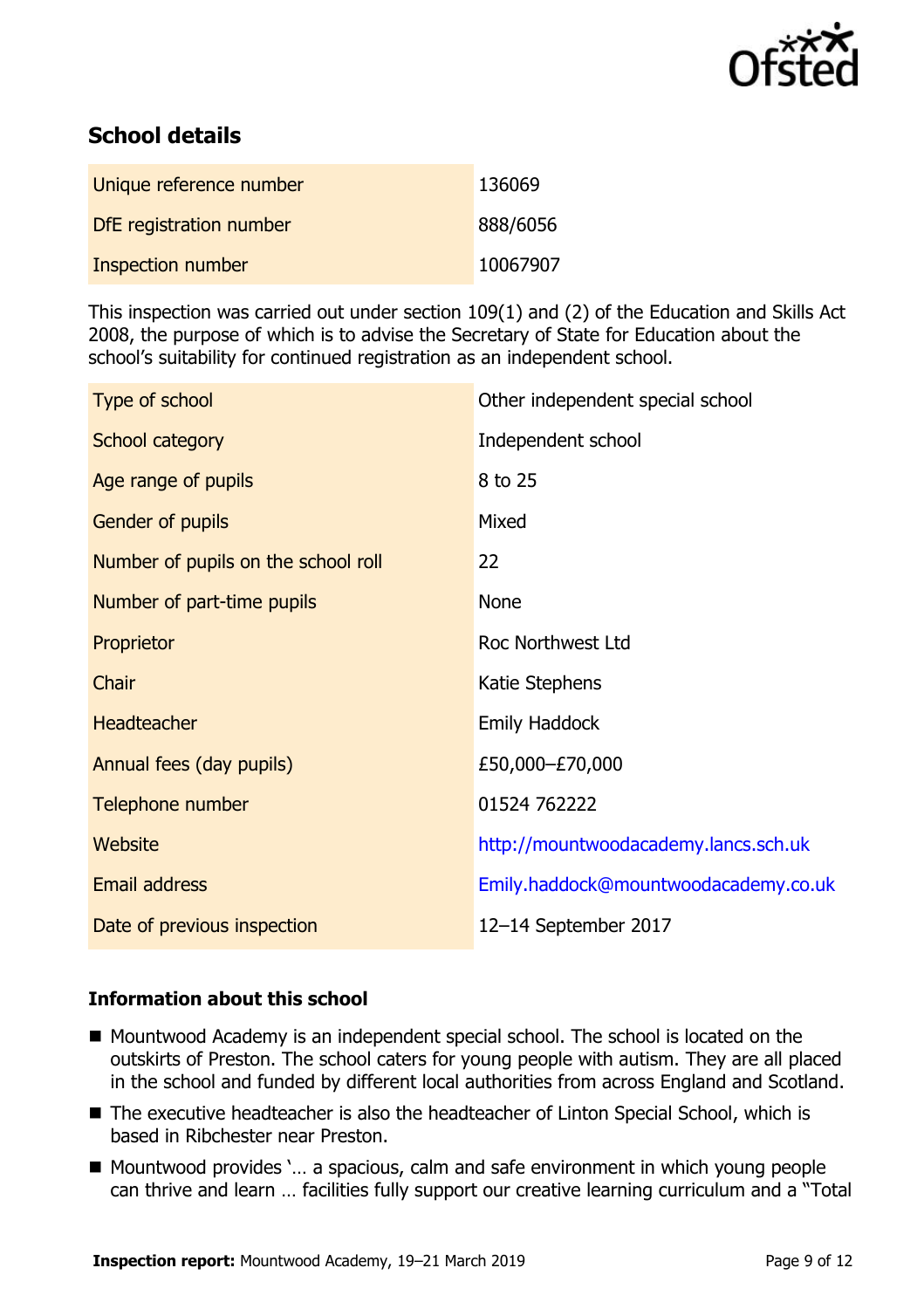## School details

| Unique reference number | 136069 |
| --- | --- |
| DfE registration number | 888/6056 |
| Inspection number | 10067907 |

This inspection was carried out under section 109(1) and (2) of the Education and Skills Act 2008, the purpose of which is to advise the Secretary of State for Education about the school's suitability for continued registration as an independent school.

| Type of school | Other independent special school |
| --- | --- |
| School category | Independent school |
| Age range of pupils | 8 to 25 |
| Gender of pupils | Mixed |
| Number of pupils on the school roll | 22 |
| Number of part-time pupils | None |
| Proprietor | Roc Northwest Ltd |
| Chair | Katie Stephens |
| Headteacher | Emily Haddock |
| Annual fees (day pupils) | £50,000–£70,000 |
| Telephone number | 01524 762222 |
| Website | http://mountwoodacademy.lancs.sch.uk |
| Email address | Emily.haddock@mountwoodacademy.co.uk |
| Date of previous inspection | 12–14 September 2017 |

### Information about this school

- Mountwood Academy is an independent special school. The school is located on the outskirts of Preston. The school caters for young people with autism. They are all placed in the school and funded by different local authorities from across England and Scotland.
- The executive headteacher is also the headteacher of Linton Special School, which is based in Ribchester near Preston.
- Mountwood provides '… a spacious, calm and safe environment in which young people can thrive and learn … facilities fully support our creative learning curriculum and a "Total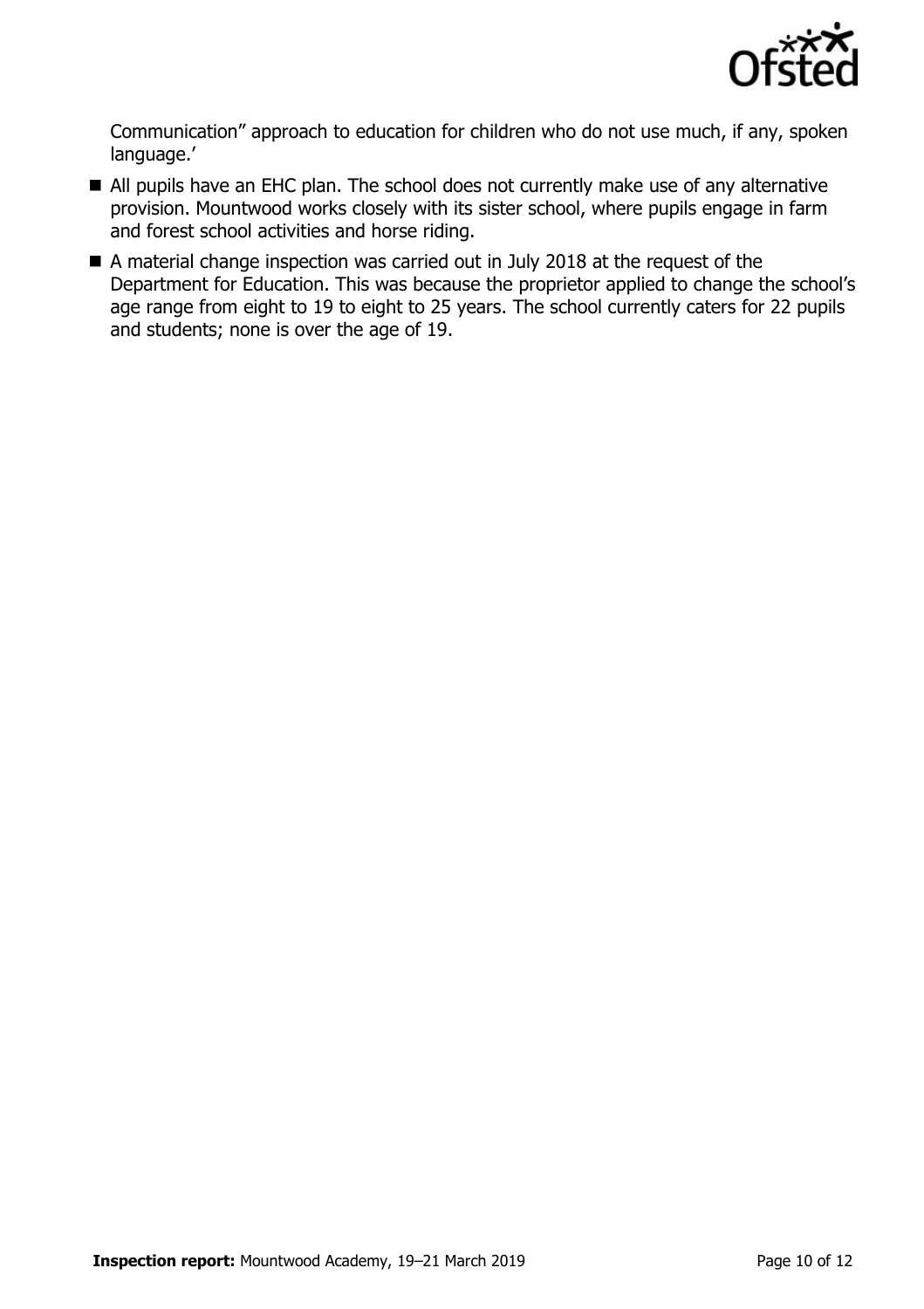Communication" approach to education for children who do not use much, if any, spoken language.'

- All pupils have an EHC plan. The school does not currently make use of any alternative provision. Mountwood works closely with its sister school, where pupils engage in farm and forest school activities and horse riding.
- A material change inspection was carried out in July 2018 at the request of the Department for Education. This was because the proprietor applied to change the school's age range from eight to 19 to eight to 25 years. The school currently caters for 22 pupils and students; none is over the age of 19.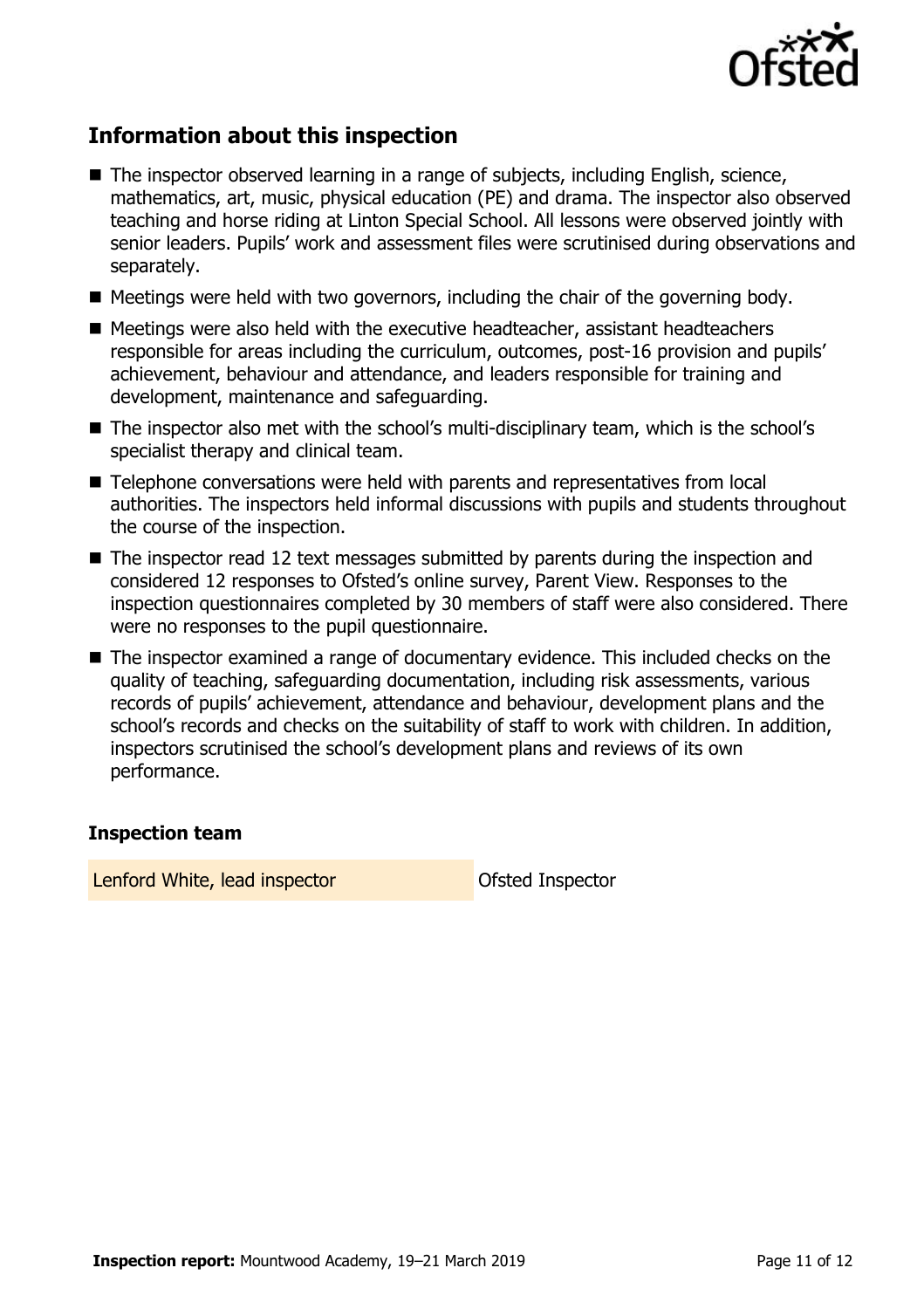## Information about this inspection

- The inspector observed learning in a range of subjects, including English, science, mathematics, art, music, physical education (PE) and drama. The inspector also observed teaching and horse riding at Linton Special School. All lessons were observed jointly with senior leaders. Pupils' work and assessment files were scrutinised during observations and separately.
- Meetings were held with two governors, including the chair of the governing body.
- Meetings were also held with the executive headteacher, assistant headteachers responsible for areas including the curriculum, outcomes, post-16 provision and pupils' achievement, behaviour and attendance, and leaders responsible for training and development, maintenance and safeguarding.
- The inspector also met with the school's multi-disciplinary team, which is the school's specialist therapy and clinical team.
- Telephone conversations were held with parents and representatives from local authorities. The inspectors held informal discussions with pupils and students throughout the course of the inspection.
- The inspector read 12 text messages submitted by parents during the inspection and considered 12 responses to Ofsted's online survey, Parent View. Responses to the inspection questionnaires completed by 30 members of staff were also considered. There were no responses to the pupil questionnaire.
- The inspector examined a range of documentary evidence. This included checks on the quality of teaching, safeguarding documentation, including risk assessments, various records of pupils' achievement, attendance and behaviour, development plans and the school's records and checks on the suitability of staff to work with children. In addition, inspectors scrutinised the school's development plans and reviews of its own performance.

### Inspection team

| | |
|---|---|
| Lenford White, lead inspector | Ofsted Inspector |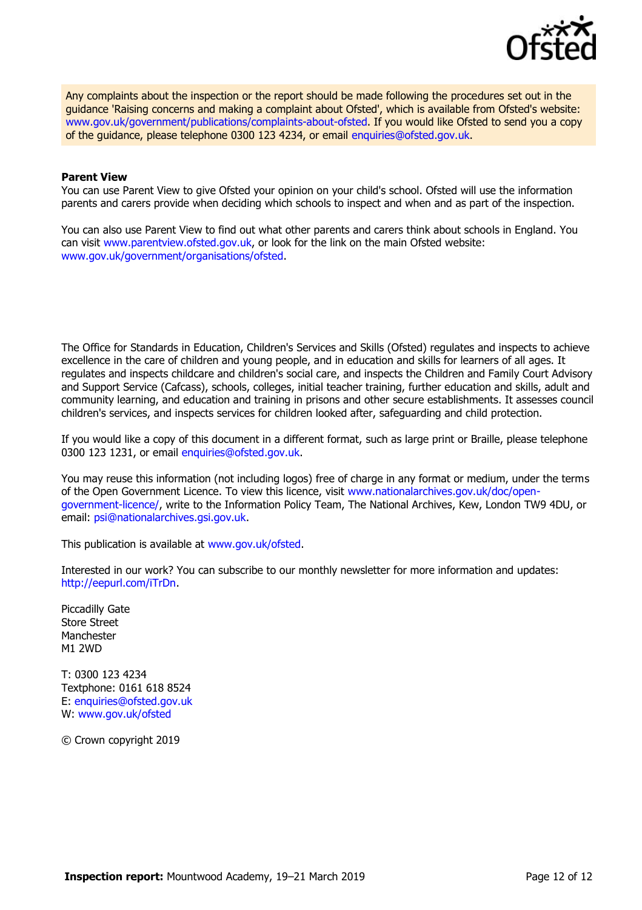Any complaints about the inspection or the report should be made following the procedures set out in the guidance 'Raising concerns and making a complaint about Ofsted', which is available from Ofsted's website: www.gov.uk/government/publications/complaints-about-ofsted. If you would like Ofsted to send you a copy of the guidance, please telephone 0300 123 4234, or email enquiries@ofsted.gov.uk.

**Parent View**

You can use Parent View to give Ofsted your opinion on your child's school. Ofsted will use the information parents and carers provide when deciding which schools to inspect and when and as part of the inspection.

You can also use Parent View to find out what other parents and carers think about schools in England. You can visit www.parentview.ofsted.gov.uk, or look for the link on the main Ofsted website: www.gov.uk/government/organisations/ofsted.

The Office for Standards in Education, Children's Services and Skills (Ofsted) regulates and inspects to achieve excellence in the care of children and young people, and in education and skills for learners of all ages. It regulates and inspects childcare and children's social care, and inspects the Children and Family Court Advisory and Support Service (Cafcass), schools, colleges, initial teacher training, further education and skills, adult and community learning, and education and training in prisons and other secure establishments. It assesses council children's services, and inspects services for children looked after, safeguarding and child protection.

If you would like a copy of this document in a different format, such as large print or Braille, please telephone 0300 123 1231, or email enquiries@ofsted.gov.uk.

You may reuse this information (not including logos) free of charge in any format or medium, under the terms of the Open Government Licence. To view this licence, visit www.nationalarchives.gov.uk/doc/open-government-licence/, write to the Information Policy Team, The National Archives, Kew, London TW9 4DU, or email: psi@nationalarchives.gsi.gov.uk.

This publication is available at www.gov.uk/ofsted.

Interested in our work? You can subscribe to our monthly newsletter for more information and updates: http://eepurl.com/iTrDn.

Piccadilly Gate
Store Street
Manchester
M1 2WD

T: 0300 123 4234
Textphone: 0161 618 8524
E: enquiries@ofsted.gov.uk
W: www.gov.uk/ofsted

© Crown copyright 2019